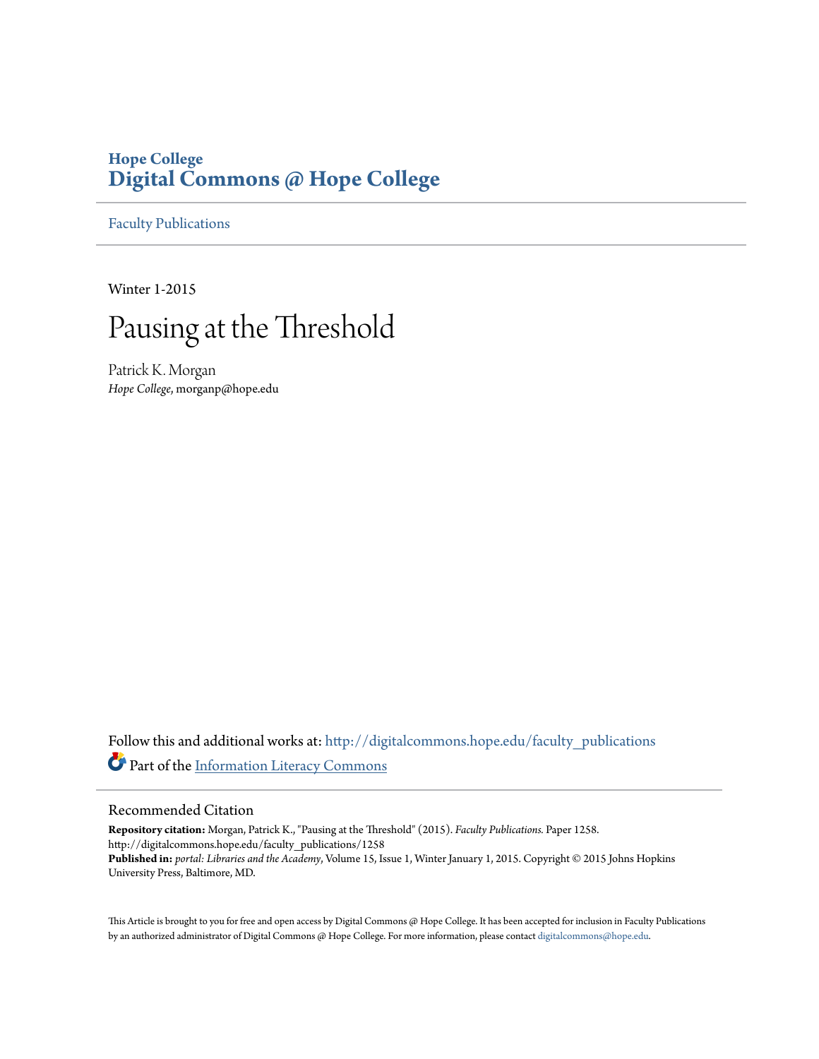# Hope College
# Digital Commons @ Hope College

Faculty Publications

Winter 1-2015

# Pausing at the Threshold

Patrick K. Morgan
*Hope College*, morganp@hope.edu

Follow this and additional works at: http://digitalcommons.hope.edu/faculty_publications

Part of the Information Literacy Commons

## Recommended Citation

**Repository citation:** Morgan, Patrick K., "Pausing at the Threshold" (2015). *Faculty Publications*. Paper 1258.
http://digitalcommons.hope.edu/faculty_publications/1258

**Published in:** *portal: Libraries and the Academy*, Volume 15, Issue 1, Winter January 1, 2015. Copyright © 2015 Johns Hopkins University Press, Baltimore, MD.

This Article is brought to you for free and open access by Digital Commons @ Hope College. It has been accepted for inclusion in Faculty Publications by an authorized administrator of Digital Commons @ Hope College. For more information, please contact digitalcommons@hope.edu.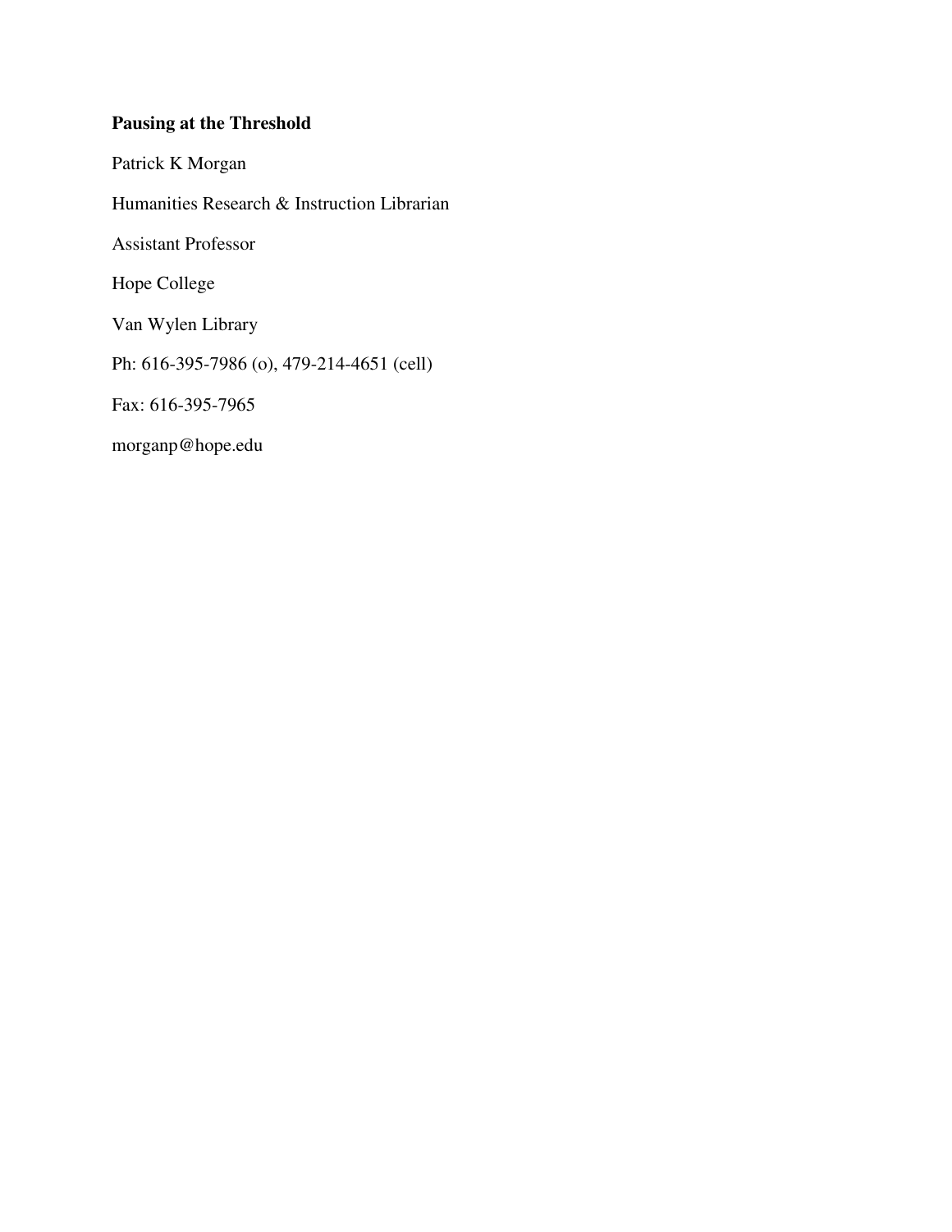**Pausing at the Threshold**

Patrick K Morgan

Humanities Research & Instruction Librarian

Assistant Professor

Hope College

Van Wylen Library

Ph: 616-395-7986 (o), 479-214-4651 (cell)

Fax: 616-395-7965

morganp@hope.edu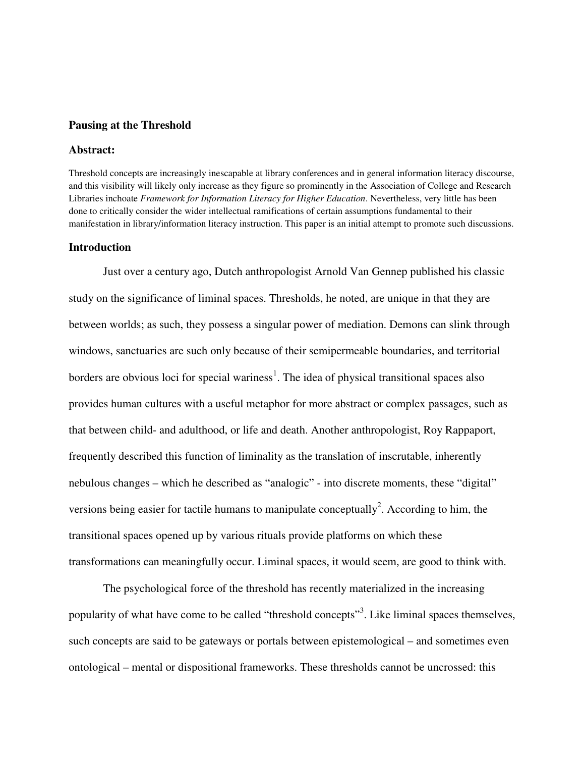## Pausing at the Threshold

### Abstract:

Threshold concepts are increasingly inescapable at library conferences and in general information literacy discourse, and this visibility will likely only increase as they figure so prominently in the Association of College and Research Libraries inchoate *Framework for Information Literacy for Higher Education*. Nevertheless, very little has been done to critically consider the wider intellectual ramifications of certain assumptions fundamental to their manifestation in library/information literacy instruction. This paper is an initial attempt to promote such discussions.

### Introduction

Just over a century ago, Dutch anthropologist Arnold Van Gennep published his classic study on the significance of liminal spaces. Thresholds, he noted, are unique in that they are between worlds; as such, they possess a singular power of mediation. Demons can slink through windows, sanctuaries are such only because of their semipermeable boundaries, and territorial borders are obvious loci for special wariness[1]. The idea of physical transitional spaces also provides human cultures with a useful metaphor for more abstract or complex passages, such as that between child- and adulthood, or life and death. Another anthropologist, Roy Rappaport, frequently described this function of liminality as the translation of inscrutable, inherently nebulous changes – which he described as "analogic" - into discrete moments, these "digital" versions being easier for tactile humans to manipulate conceptually[2]. According to him, the transitional spaces opened up by various rituals provide platforms on which these transformations can meaningfully occur. Liminal spaces, it would seem, are good to think with.

The psychological force of the threshold has recently materialized in the increasing popularity of what have come to be called "threshold concepts"[3]. Like liminal spaces themselves, such concepts are said to be gateways or portals between epistemological – and sometimes even ontological – mental or dispositional frameworks. These thresholds cannot be uncrossed: this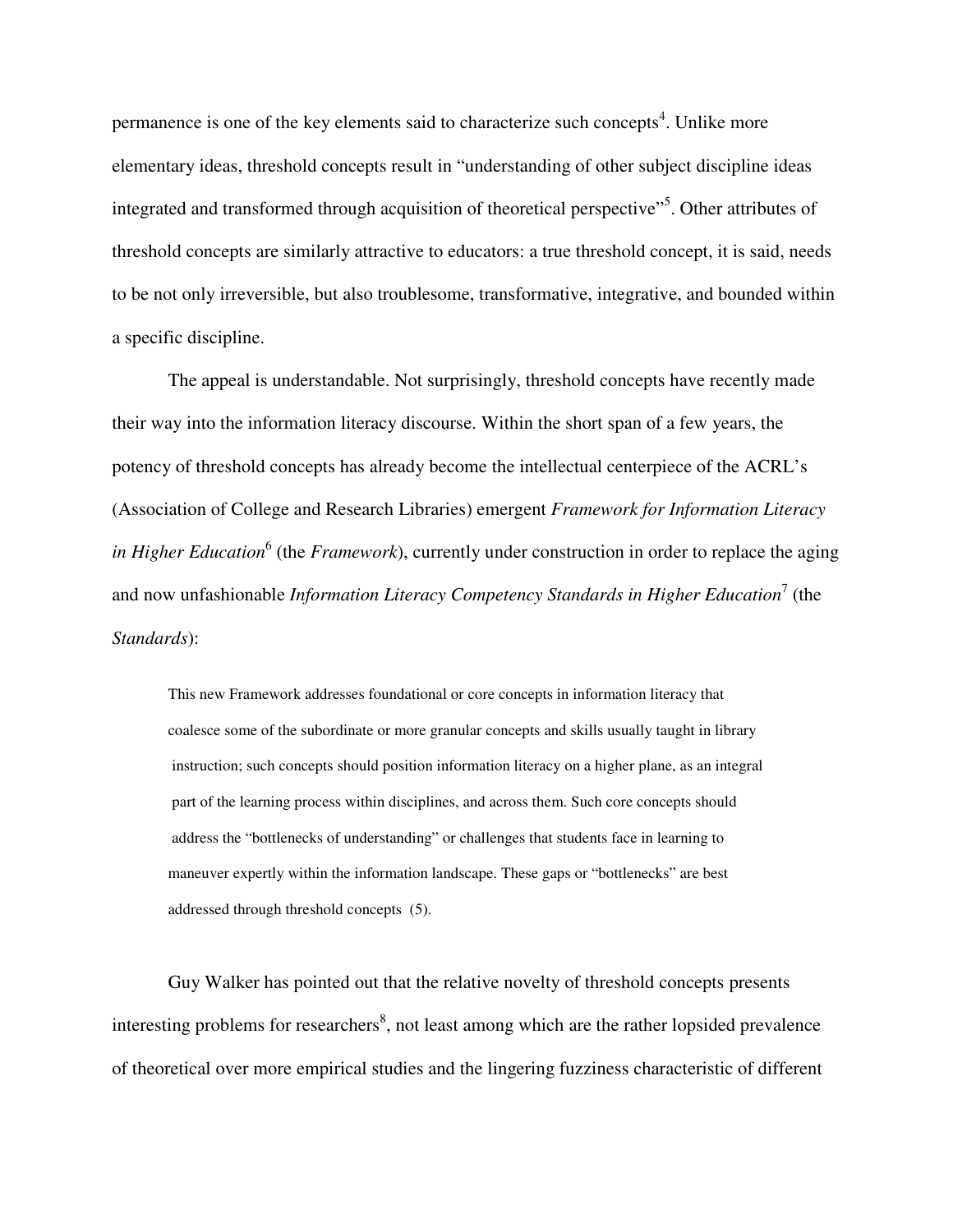permanence is one of the key elements said to characterize such concepts[4]. Unlike more elementary ideas, threshold concepts result in "understanding of other subject discipline ideas integrated and transformed through acquisition of theoretical perspective"[5]. Other attributes of threshold concepts are similarly attractive to educators: a true threshold concept, it is said, needs to be not only irreversible, but also troublesome, transformative, integrative, and bounded within a specific discipline.

The appeal is understandable. Not surprisingly, threshold concepts have recently made their way into the information literacy discourse. Within the short span of a few years, the potency of threshold concepts has already become the intellectual centerpiece of the ACRL's (Association of College and Research Libraries) emergent *Framework for Information Literacy in Higher Education*[6] (the *Framework*), currently under construction in order to replace the aging and now unfashionable *Information Literacy Competency Standards in Higher Education*[7] (the *Standards*):

> This new Framework addresses foundational or core concepts in information literacy that coalesce some of the subordinate or more granular concepts and skills usually taught in library instruction; such concepts should position information literacy on a higher plane, as an integral part of the learning process within disciplines, and across them. Such core concepts should address the "bottlenecks of understanding" or challenges that students face in learning to maneuver expertly within the information landscape. These gaps or "bottlenecks" are best addressed through threshold concepts (5).

Guy Walker has pointed out that the relative novelty of threshold concepts presents interesting problems for researchers[8], not least among which are the rather lopsided prevalence of theoretical over more empirical studies and the lingering fuzziness characteristic of different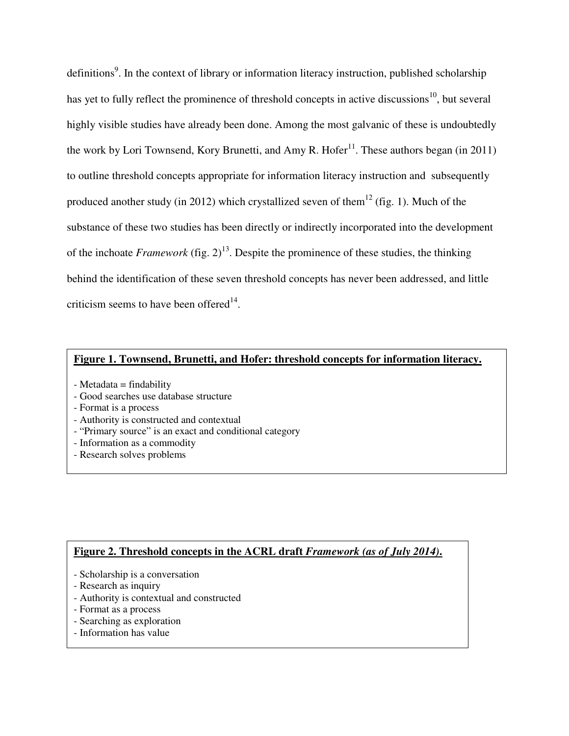definitions[9]. In the context of library or information literacy instruction, published scholarship has yet to fully reflect the prominence of threshold concepts in active discussions[10], but several highly visible studies have already been done. Among the most galvanic of these is undoubtedly the work by Lori Townsend, Kory Brunetti, and Amy R. Hofer[11]. These authors began (in 2011) to outline threshold concepts appropriate for information literacy instruction and subsequently produced another study (in 2012) which crystallized seven of them[12] (fig. 1). Much of the substance of these two studies has been directly or indirectly incorporated into the development of the inchoate *Framework* (fig. 2)[13]. Despite the prominence of these studies, the thinking behind the identification of these seven threshold concepts has never been addressed, and little criticism seems to have been offered[14].

**Figure 1. Townsend, Brunetti, and Hofer: threshold concepts for information literacy.**

- Metadata = findability
- Good searches use database structure
- Format is a process
- Authority is constructed and contextual
- "Primary source" is an exact and conditional category
- Information as a commodity
- Research solves problems

**Figure 2. Threshold concepts in the ACRL draft *Framework (as of July 2014)*.**

- Scholarship is a conversation
- Research as inquiry
- Authority is contextual and constructed
- Format as a process
- Searching as exploration
- Information has value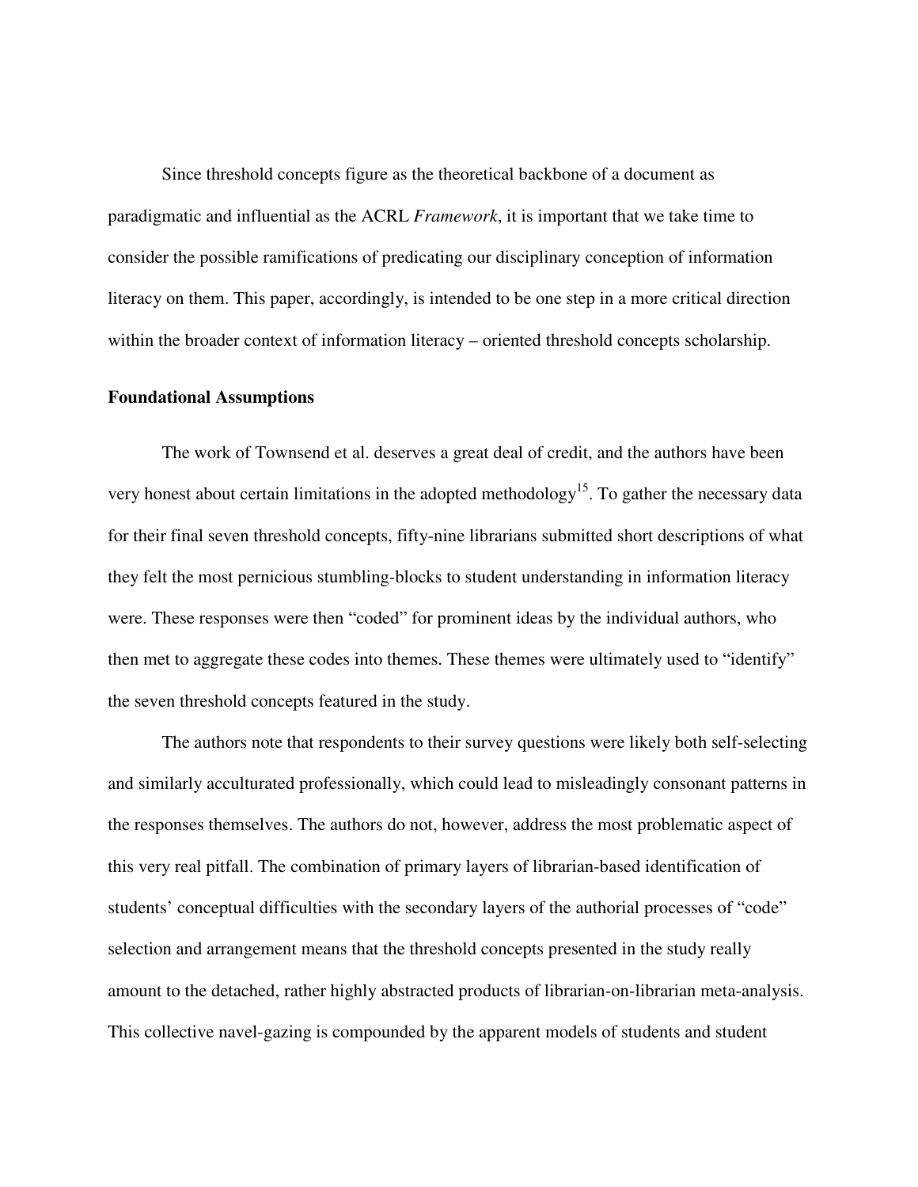Since threshold concepts figure as the theoretical backbone of a document as paradigmatic and influential as the ACRL *Framework*, it is important that we take time to consider the possible ramifications of predicating our disciplinary conception of information literacy on them. This paper, accordingly, is intended to be one step in a more critical direction within the broader context of information literacy – oriented threshold concepts scholarship.

**Foundational Assumptions**

The work of Townsend et al. deserves a great deal of credit, and the authors have been very honest about certain limitations in the adopted methodology[15]. To gather the necessary data for their final seven threshold concepts, fifty-nine librarians submitted short descriptions of what they felt the most pernicious stumbling-blocks to student understanding in information literacy were. These responses were then "coded" for prominent ideas by the individual authors, who then met to aggregate these codes into themes. These themes were ultimately used to "identify" the seven threshold concepts featured in the study.

The authors note that respondents to their survey questions were likely both self-selecting and similarly acculturated professionally, which could lead to misleadingly consonant patterns in the responses themselves. The authors do not, however, address the most problematic aspect of this very real pitfall. The combination of primary layers of librarian-based identification of students' conceptual difficulties with the secondary layers of the authorial processes of "code" selection and arrangement means that the threshold concepts presented in the study really amount to the detached, rather highly abstracted products of librarian-on-librarian meta-analysis. This collective navel-gazing is compounded by the apparent models of students and student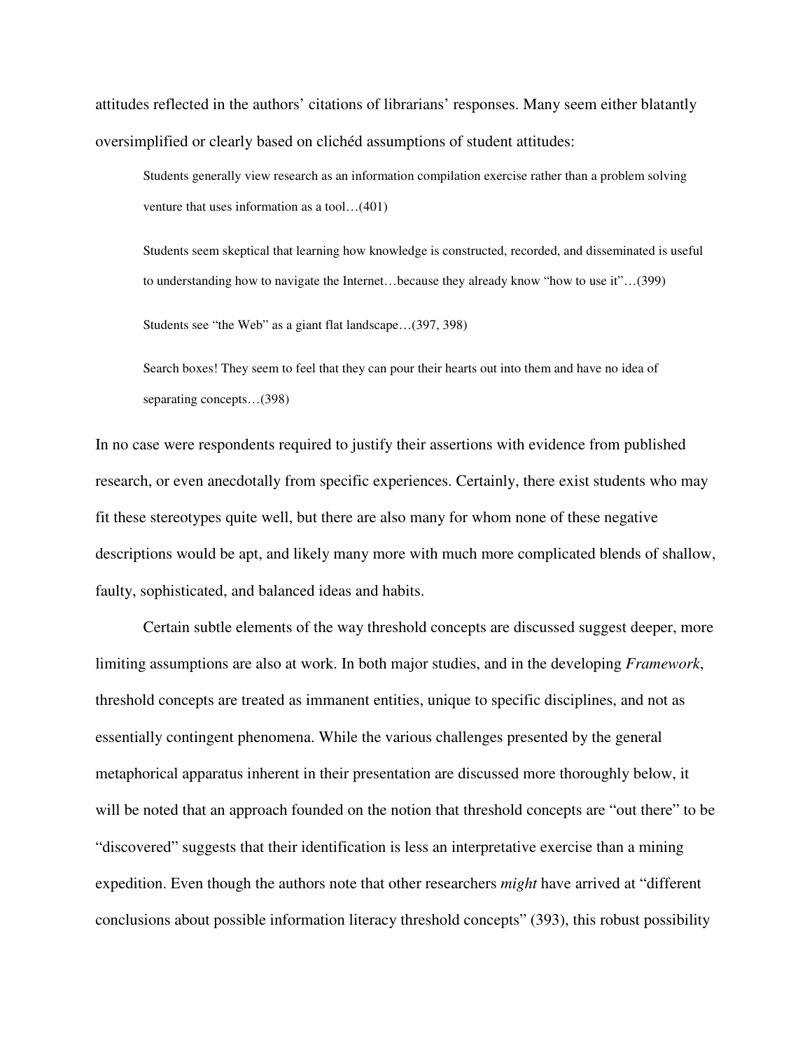attitudes reflected in the authors' citations of librarians' responses. Many seem either blatantly oversimplified or clearly based on clichéd assumptions of student attitudes:

> Students generally view research as an information compilation exercise rather than a problem solving venture that uses information as a tool…(401)
>
> Students seem skeptical that learning how knowledge is constructed, recorded, and disseminated is useful to understanding how to navigate the Internet…because they already know "how to use it"…(399)
>
> Students see "the Web" as a giant flat landscape…(397, 398)
>
> Search boxes! They seem to feel that they can pour their hearts out into them and have no idea of separating concepts…(398)

In no case were respondents required to justify their assertions with evidence from published research, or even anecdotally from specific experiences. Certainly, there exist students who may fit these stereotypes quite well, but there are also many for whom none of these negative descriptions would be apt, and likely many more with much more complicated blends of shallow, faulty, sophisticated, and balanced ideas and habits.

Certain subtle elements of the way threshold concepts are discussed suggest deeper, more limiting assumptions are also at work. In both major studies, and in the developing *Framework*, threshold concepts are treated as immanent entities, unique to specific disciplines, and not as essentially contingent phenomena. While the various challenges presented by the general metaphorical apparatus inherent in their presentation are discussed more thoroughly below, it will be noted that an approach founded on the notion that threshold concepts are "out there" to be "discovered" suggests that their identification is less an interpretative exercise than a mining expedition. Even though the authors note that other researchers *might* have arrived at "different conclusions about possible information literacy threshold concepts" (393), this robust possibility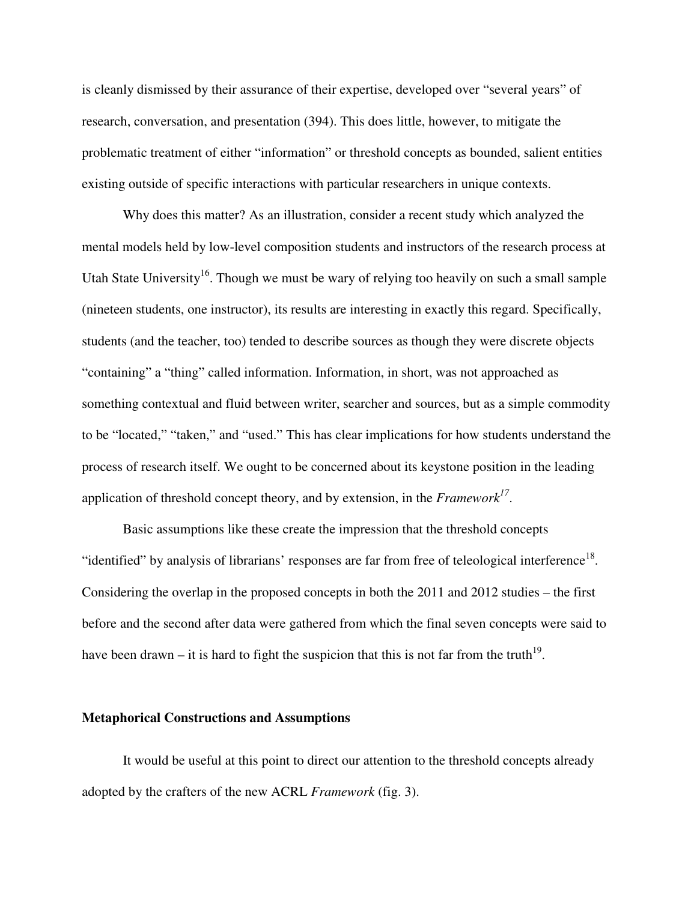is cleanly dismissed by their assurance of their expertise, developed over "several years" of research, conversation, and presentation (394). This does little, however, to mitigate the problematic treatment of either "information" or threshold concepts as bounded, salient entities existing outside of specific interactions with particular researchers in unique contexts.

Why does this matter? As an illustration, consider a recent study which analyzed the mental models held by low-level composition students and instructors of the research process at Utah State University[16]. Though we must be wary of relying too heavily on such a small sample (nineteen students, one instructor), its results are interesting in exactly this regard. Specifically, students (and the teacher, too) tended to describe sources as though they were discrete objects "containing" a "thing" called information. Information, in short, was not approached as something contextual and fluid between writer, searcher and sources, but as a simple commodity to be "located," "taken," and "used." This has clear implications for how students understand the process of research itself. We ought to be concerned about its keystone position in the leading application of threshold concept theory, and by extension, in the *Framework*[17].

Basic assumptions like these create the impression that the threshold concepts "identified" by analysis of librarians' responses are far from free of teleological interference[18]. Considering the overlap in the proposed concepts in both the 2011 and 2012 studies – the first before and the second after data were gathered from which the final seven concepts were said to have been drawn – it is hard to fight the suspicion that this is not far from the truth[19].

## Metaphorical Constructions and Assumptions

It would be useful at this point to direct our attention to the threshold concepts already adopted by the crafters of the new ACRL *Framework* (fig. 3).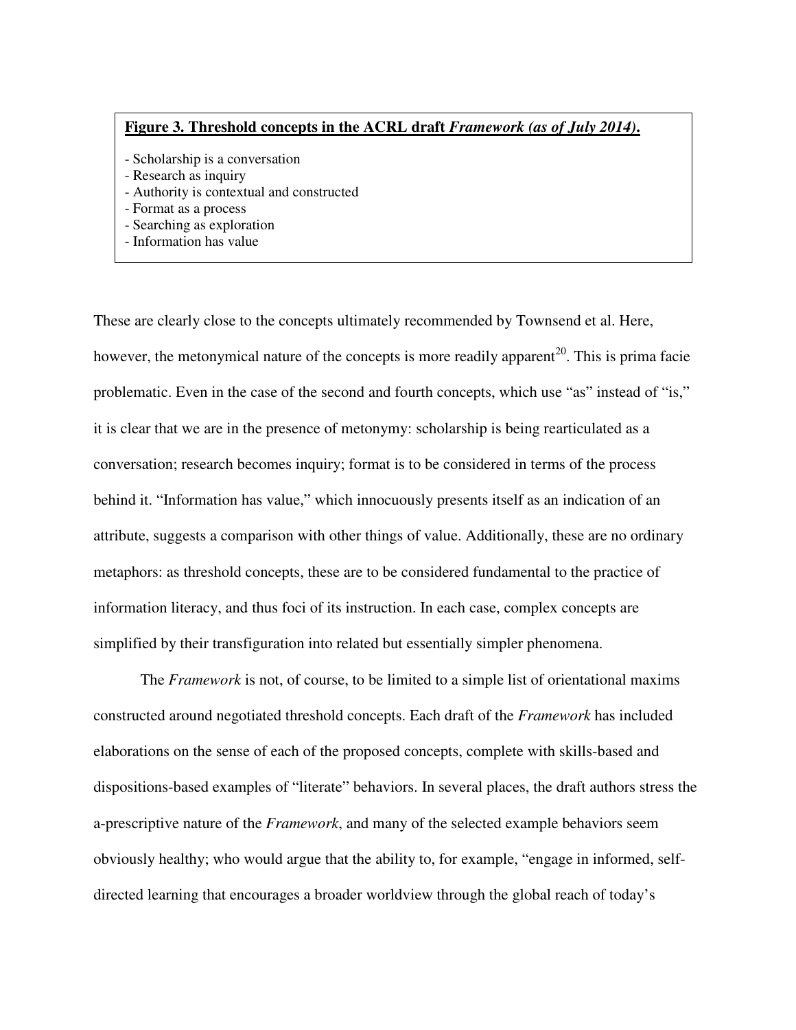**Figure 3. Threshold concepts in the ACRL draft *Framework (as of July 2014)*.**

- Scholarship is a conversation
- Research as inquiry
- Authority is contextual and constructed
- Format as a process
- Searching as exploration
- Information has value

These are clearly close to the concepts ultimately recommended by Townsend et al. Here, however, the metonymical nature of the concepts is more readily apparent[20]. This is prima facie problematic. Even in the case of the second and fourth concepts, which use "as" instead of "is," it is clear that we are in the presence of metonymy: scholarship is being rearticulated as a conversation; research becomes inquiry; format is to be considered in terms of the process behind it. "Information has value," which innocuously presents itself as an indication of an attribute, suggests a comparison with other things of value. Additionally, these are no ordinary metaphors: as threshold concepts, these are to be considered fundamental to the practice of information literacy, and thus foci of its instruction. In each case, complex concepts are simplified by their transfiguration into related but essentially simpler phenomena.

The *Framework* is not, of course, to be limited to a simple list of orientational maxims constructed around negotiated threshold concepts. Each draft of the *Framework* has included elaborations on the sense of each of the proposed concepts, complete with skills-based and dispositions-based examples of "literate" behaviors. In several places, the draft authors stress the a-prescriptive nature of the *Framework*, and many of the selected example behaviors seem obviously healthy; who would argue that the ability to, for example, "engage in informed, self-directed learning that encourages a broader worldview through the global reach of today's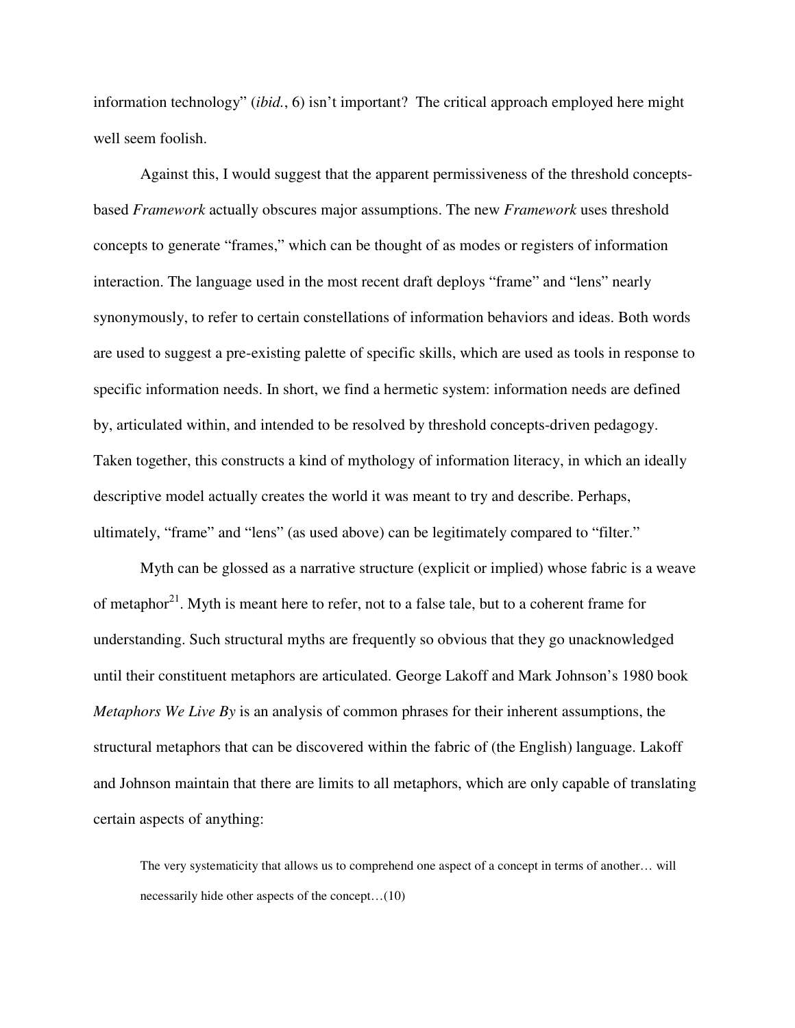information technology" (*ibid.*, 6) isn't important? The critical approach employed here might well seem foolish.

Against this, I would suggest that the apparent permissiveness of the threshold concepts-based *Framework* actually obscures major assumptions. The new *Framework* uses threshold concepts to generate "frames," which can be thought of as modes or registers of information interaction. The language used in the most recent draft deploys "frame" and "lens" nearly synonymously, to refer to certain constellations of information behaviors and ideas. Both words are used to suggest a pre-existing palette of specific skills, which are used as tools in response to specific information needs. In short, we find a hermetic system: information needs are defined by, articulated within, and intended to be resolved by threshold concepts-driven pedagogy. Taken together, this constructs a kind of mythology of information literacy, in which an ideally descriptive model actually creates the world it was meant to try and describe. Perhaps, ultimately, "frame" and "lens" (as used above) can be legitimately compared to "filter."

Myth can be glossed as a narrative structure (explicit or implied) whose fabric is a weave of metaphor[21]. Myth is meant here to refer, not to a false tale, but to a coherent frame for understanding. Such structural myths are frequently so obvious that they go unacknowledged until their constituent metaphors are articulated. George Lakoff and Mark Johnson's 1980 book *Metaphors We Live By* is an analysis of common phrases for their inherent assumptions, the structural metaphors that can be discovered within the fabric of (the English) language. Lakoff and Johnson maintain that there are limits to all metaphors, which are only capable of translating certain aspects of anything:

> The very systematicity that allows us to comprehend one aspect of a concept in terms of another… will necessarily hide other aspects of the concept…(10)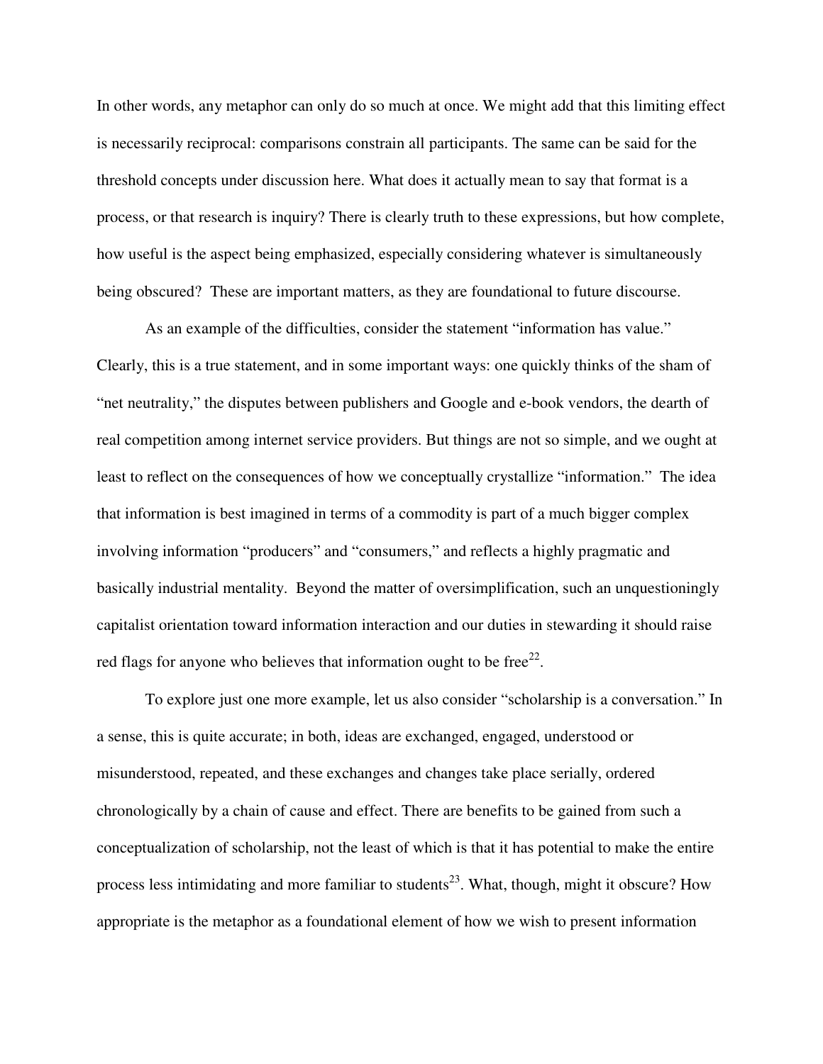In other words, any metaphor can only do so much at once. We might add that this limiting effect is necessarily reciprocal: comparisons constrain all participants. The same can be said for the threshold concepts under discussion here. What does it actually mean to say that format is a process, or that research is inquiry? There is clearly truth to these expressions, but how complete, how useful is the aspect being emphasized, especially considering whatever is simultaneously being obscured? These are important matters, as they are foundational to future discourse.

As an example of the difficulties, consider the statement "information has value." Clearly, this is a true statement, and in some important ways: one quickly thinks of the sham of "net neutrality," the disputes between publishers and Google and e-book vendors, the dearth of real competition among internet service providers. But things are not so simple, and we ought at least to reflect on the consequences of how we conceptually crystallize "information." The idea that information is best imagined in terms of a commodity is part of a much bigger complex involving information "producers" and "consumers," and reflects a highly pragmatic and basically industrial mentality. Beyond the matter of oversimplification, such an unquestioningly capitalist orientation toward information interaction and our duties in stewarding it should raise red flags for anyone who believes that information ought to be free[22].

To explore just one more example, let us also consider "scholarship is a conversation." In a sense, this is quite accurate; in both, ideas are exchanged, engaged, understood or misunderstood, repeated, and these exchanges and changes take place serially, ordered chronologically by a chain of cause and effect. There are benefits to be gained from such a conceptualization of scholarship, not the least of which is that it has potential to make the entire process less intimidating and more familiar to students[23]. What, though, might it obscure? How appropriate is the metaphor as a foundational element of how we wish to present information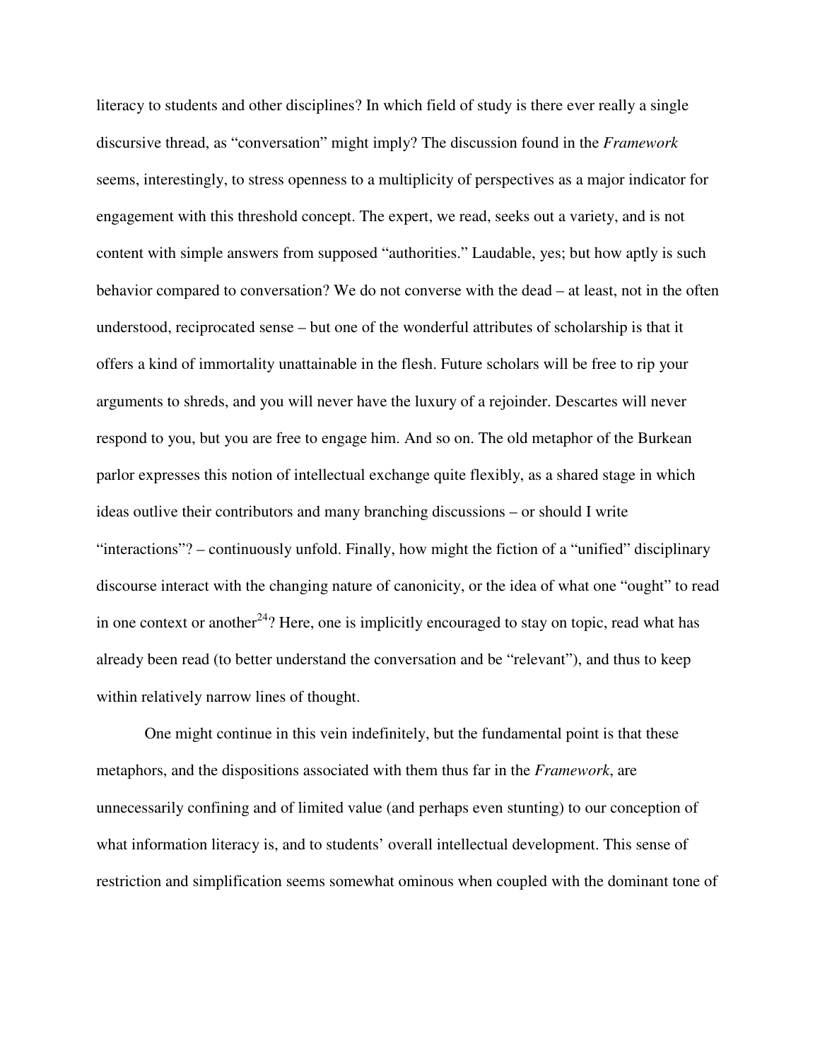literacy to students and other disciplines? In which field of study is there ever really a single discursive thread, as "conversation" might imply? The discussion found in the *Framework* seems, interestingly, to stress openness to a multiplicity of perspectives as a major indicator for engagement with this threshold concept. The expert, we read, seeks out a variety, and is not content with simple answers from supposed "authorities." Laudable, yes; but how aptly is such behavior compared to conversation? We do not converse with the dead – at least, not in the often understood, reciprocated sense – but one of the wonderful attributes of scholarship is that it offers a kind of immortality unattainable in the flesh. Future scholars will be free to rip your arguments to shreds, and you will never have the luxury of a rejoinder. Descartes will never respond to you, but you are free to engage him. And so on. The old metaphor of the Burkean parlor expresses this notion of intellectual exchange quite flexibly, as a shared stage in which ideas outlive their contributors and many branching discussions – or should I write "interactions"? – continuously unfold. Finally, how might the fiction of a "unified" disciplinary discourse interact with the changing nature of canonicity, or the idea of what one "ought" to read in one context or another[24]? Here, one is implicitly encouraged to stay on topic, read what has already been read (to better understand the conversation and be "relevant"), and thus to keep within relatively narrow lines of thought.

One might continue in this vein indefinitely, but the fundamental point is that these metaphors, and the dispositions associated with them thus far in the *Framework*, are unnecessarily confining and of limited value (and perhaps even stunting) to our conception of what information literacy is, and to students' overall intellectual development. This sense of restriction and simplification seems somewhat ominous when coupled with the dominant tone of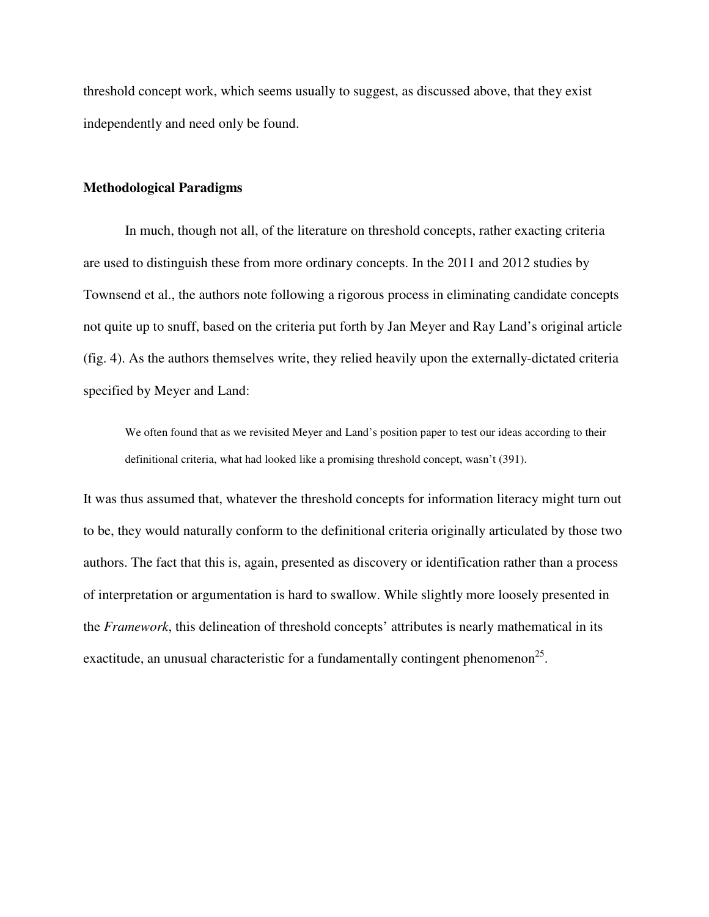threshold concept work, which seems usually to suggest, as discussed above, that they exist independently and need only be found.

### Methodological Paradigms

In much, though not all, of the literature on threshold concepts, rather exacting criteria are used to distinguish these from more ordinary concepts. In the 2011 and 2012 studies by Townsend et al., the authors note following a rigorous process in eliminating candidate concepts not quite up to snuff, based on the criteria put forth by Jan Meyer and Ray Land's original article (fig. 4). As the authors themselves write, they relied heavily upon the externally-dictated criteria specified by Meyer and Land:

> We often found that as we revisited Meyer and Land's position paper to test our ideas according to their definitional criteria, what had looked like a promising threshold concept, wasn't (391).

It was thus assumed that, whatever the threshold concepts for information literacy might turn out to be, they would naturally conform to the definitional criteria originally articulated by those two authors. The fact that this is, again, presented as discovery or identification rather than a process of interpretation or argumentation is hard to swallow. While slightly more loosely presented in the *Framework*, this delineation of threshold concepts' attributes is nearly mathematical in its exactitude, an unusual characteristic for a fundamentally contingent phenomenon[25].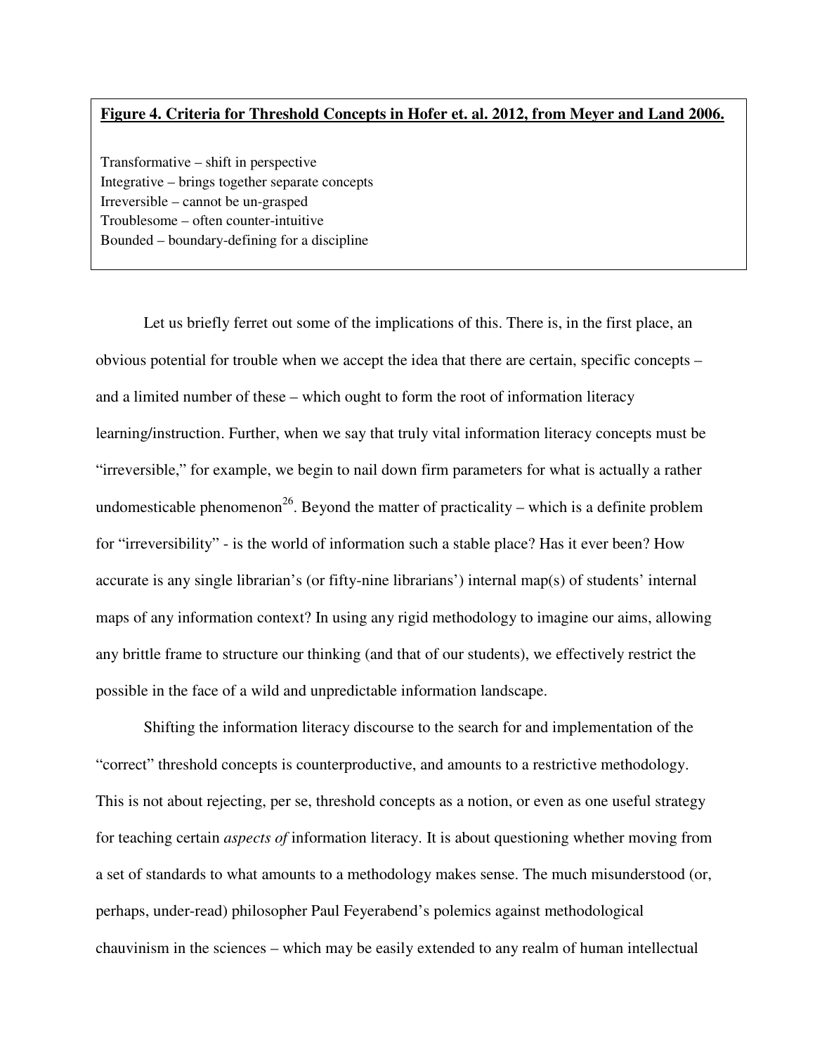**Figure 4. Criteria for Threshold Concepts in Hofer et. al. 2012, from Meyer and Land 2006.**

Transformative – shift in perspective
Integrative – brings together separate concepts
Irreversible – cannot be un-grasped
Troublesome – often counter-intuitive
Bounded – boundary-defining for a discipline

Let us briefly ferret out some of the implications of this. There is, in the first place, an obvious potential for trouble when we accept the idea that there are certain, specific concepts – and a limited number of these – which ought to form the root of information literacy learning/instruction. Further, when we say that truly vital information literacy concepts must be "irreversible," for example, we begin to nail down firm parameters for what is actually a rather undomesticable phenomenon[26]. Beyond the matter of practicality – which is a definite problem for "irreversibility" - is the world of information such a stable place? Has it ever been? How accurate is any single librarian's (or fifty-nine librarians') internal map(s) of students' internal maps of any information context? In using any rigid methodology to imagine our aims, allowing any brittle frame to structure our thinking (and that of our students), we effectively restrict the possible in the face of a wild and unpredictable information landscape.

Shifting the information literacy discourse to the search for and implementation of the "correct" threshold concepts is counterproductive, and amounts to a restrictive methodology. This is not about rejecting, per se, threshold concepts as a notion, or even as one useful strategy for teaching certain *aspects of* information literacy. It is about questioning whether moving from a set of standards to what amounts to a methodology makes sense. The much misunderstood (or, perhaps, under-read) philosopher Paul Feyerabend's polemics against methodological chauvinism in the sciences – which may be easily extended to any realm of human intellectual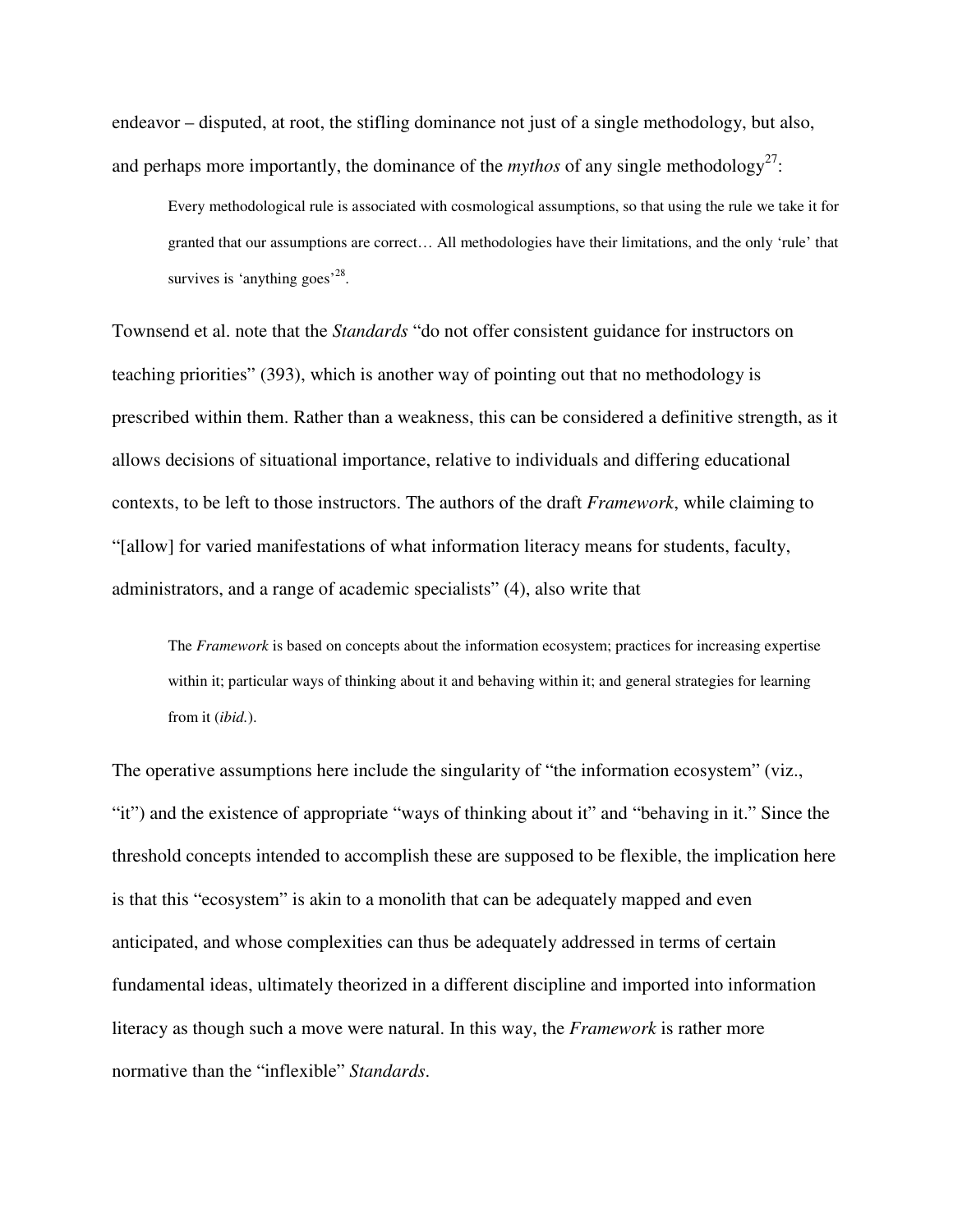endeavor – disputed, at root, the stifling dominance not just of a single methodology, but also, and perhaps more importantly, the dominance of the *mythos* of any single methodology[27]:

> Every methodological rule is associated with cosmological assumptions, so that using the rule we take it for granted that our assumptions are correct… All methodologies have their limitations, and the only 'rule' that survives is 'anything goes'[28].

Townsend et al. note that the *Standards* "do not offer consistent guidance for instructors on teaching priorities" (393), which is another way of pointing out that no methodology is prescribed within them. Rather than a weakness, this can be considered a definitive strength, as it allows decisions of situational importance, relative to individuals and differing educational contexts, to be left to those instructors. The authors of the draft *Framework*, while claiming to "[allow] for varied manifestations of what information literacy means for students, faculty, administrators, and a range of academic specialists" (4), also write that

> The *Framework* is based on concepts about the information ecosystem; practices for increasing expertise within it; particular ways of thinking about it and behaving within it; and general strategies for learning from it (*ibid.*).

The operative assumptions here include the singularity of "the information ecosystem" (viz., "it") and the existence of appropriate "ways of thinking about it" and "behaving in it." Since the threshold concepts intended to accomplish these are supposed to be flexible, the implication here is that this "ecosystem" is akin to a monolith that can be adequately mapped and even anticipated, and whose complexities can thus be adequately addressed in terms of certain fundamental ideas, ultimately theorized in a different discipline and imported into information literacy as though such a move were natural. In this way, the *Framework* is rather more normative than the "inflexible" *Standards*.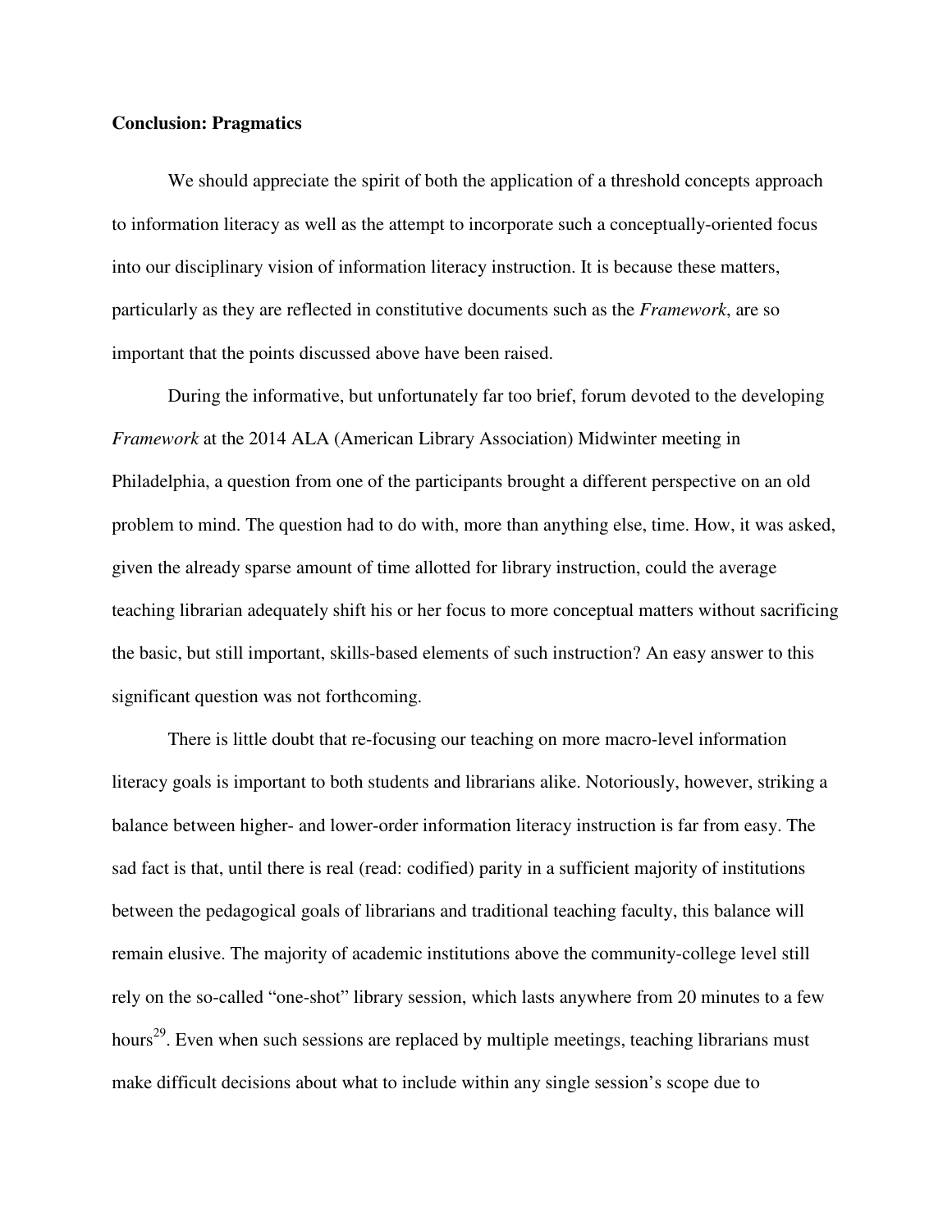**Conclusion: Pragmatics**

We should appreciate the spirit of both the application of a threshold concepts approach to information literacy as well as the attempt to incorporate such a conceptually-oriented focus into our disciplinary vision of information literacy instruction. It is because these matters, particularly as they are reflected in constitutive documents such as the *Framework*, are so important that the points discussed above have been raised.

During the informative, but unfortunately far too brief, forum devoted to the developing *Framework* at the 2014 ALA (American Library Association) Midwinter meeting in Philadelphia, a question from one of the participants brought a different perspective on an old problem to mind. The question had to do with, more than anything else, time. How, it was asked, given the already sparse amount of time allotted for library instruction, could the average teaching librarian adequately shift his or her focus to more conceptual matters without sacrificing the basic, but still important, skills-based elements of such instruction? An easy answer to this significant question was not forthcoming.

There is little doubt that re-focusing our teaching on more macro-level information literacy goals is important to both students and librarians alike. Notoriously, however, striking a balance between higher- and lower-order information literacy instruction is far from easy. The sad fact is that, until there is real (read: codified) parity in a sufficient majority of institutions between the pedagogical goals of librarians and traditional teaching faculty, this balance will remain elusive. The majority of academic institutions above the community-college level still rely on the so-called "one-shot" library session, which lasts anywhere from 20 minutes to a few hours[29]. Even when such sessions are replaced by multiple meetings, teaching librarians must make difficult decisions about what to include within any single session's scope due to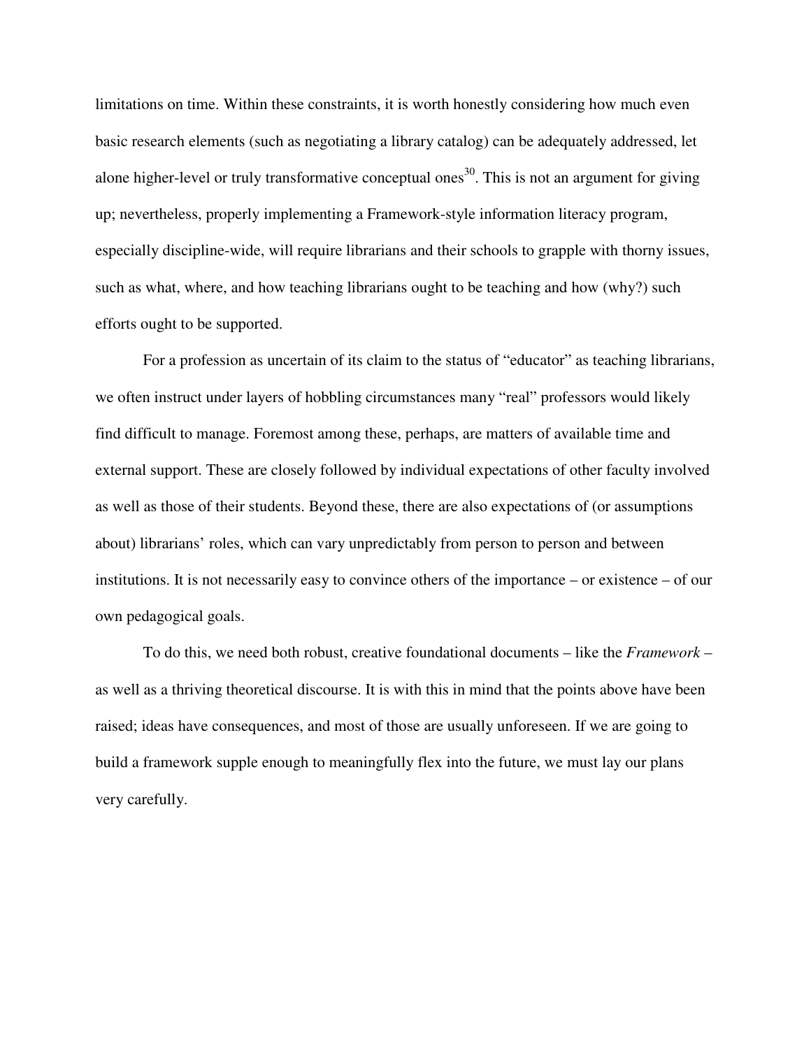limitations on time. Within these constraints, it is worth honestly considering how much even basic research elements (such as negotiating a library catalog) can be adequately addressed, let alone higher-level or truly transformative conceptual ones[30]. This is not an argument for giving up; nevertheless, properly implementing a Framework-style information literacy program, especially discipline-wide, will require librarians and their schools to grapple with thorny issues, such as what, where, and how teaching librarians ought to be teaching and how (why?) such efforts ought to be supported.

For a profession as uncertain of its claim to the status of "educator" as teaching librarians, we often instruct under layers of hobbling circumstances many "real" professors would likely find difficult to manage. Foremost among these, perhaps, are matters of available time and external support. These are closely followed by individual expectations of other faculty involved as well as those of their students. Beyond these, there are also expectations of (or assumptions about) librarians' roles, which can vary unpredictably from person to person and between institutions. It is not necessarily easy to convince others of the importance – or existence – of our own pedagogical goals.

To do this, we need both robust, creative foundational documents – like the *Framework* – as well as a thriving theoretical discourse. It is with this in mind that the points above have been raised; ideas have consequences, and most of those are usually unforeseen. If we are going to build a framework supple enough to meaningfully flex into the future, we must lay our plans very carefully.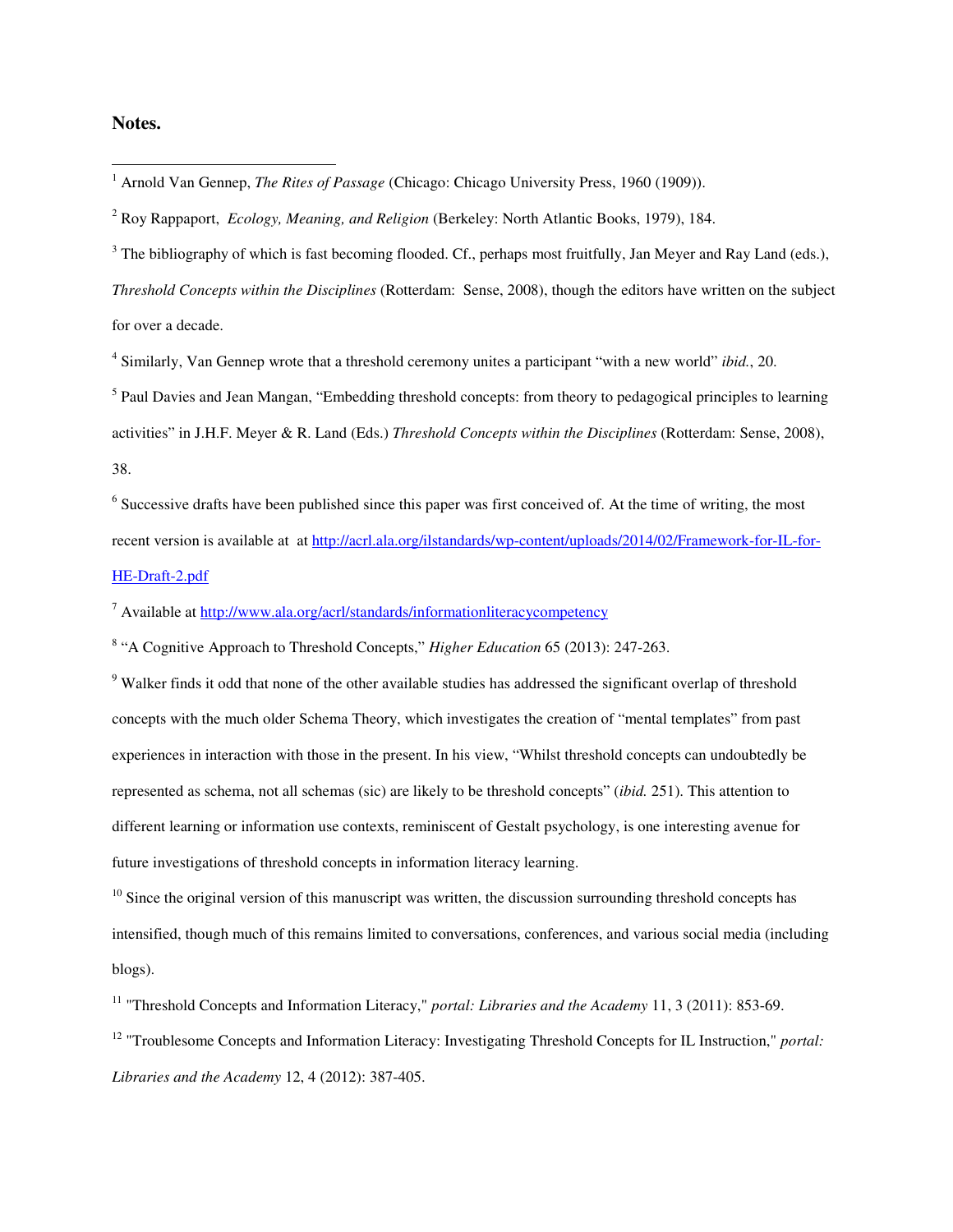**Notes.**

[1] Arnold Van Gennep, *The Rites of Passage* (Chicago: Chicago University Press, 1960 (1909)).

[2] Roy Rappaport, *Ecology, Meaning, and Religion* (Berkeley: North Atlantic Books, 1979), 184.

[3] The bibliography of which is fast becoming flooded. Cf., perhaps most fruitfully, Jan Meyer and Ray Land (eds.), *Threshold Concepts within the Disciplines* (Rotterdam: Sense, 2008), though the editors have written on the subject for over a decade.

[4] Similarly, Van Gennep wrote that a threshold ceremony unites a participant "with a new world" *ibid.*, 20.

[5] Paul Davies and Jean Mangan, "Embedding threshold concepts: from theory to pedagogical principles to learning activities" in J.H.F. Meyer & R. Land (Eds.) *Threshold Concepts within the Disciplines* (Rotterdam: Sense, 2008), 38.

[6] Successive drafts have been published since this paper was first conceived of. At the time of writing, the most recent version is available at at http://acrl.ala.org/ilstandards/wp-content/uploads/2014/02/Framework-for-IL-for-HE-Draft-2.pdf

[7] Available at http://www.ala.org/acrl/standards/informationliteracycompetency

[8] "A Cognitive Approach to Threshold Concepts," *Higher Education* 65 (2013): 247-263.

[9] Walker finds it odd that none of the other available studies has addressed the significant overlap of threshold concepts with the much older Schema Theory, which investigates the creation of "mental templates" from past experiences in interaction with those in the present. In his view, "Whilst threshold concepts can undoubtedly be represented as schema, not all schemas (sic) are likely to be threshold concepts" (*ibid.* 251). This attention to different learning or information use contexts, reminiscent of Gestalt psychology, is one interesting avenue for future investigations of threshold concepts in information literacy learning.

[10] Since the original version of this manuscript was written, the discussion surrounding threshold concepts has intensified, though much of this remains limited to conversations, conferences, and various social media (including blogs).

[11] "Threshold Concepts and Information Literacy," *portal: Libraries and the Academy* 11, 3 (2011): 853-69.

[12] "Troublesome Concepts and Information Literacy: Investigating Threshold Concepts for IL Instruction," *portal: Libraries and the Academy* 12, 4 (2012): 387-405.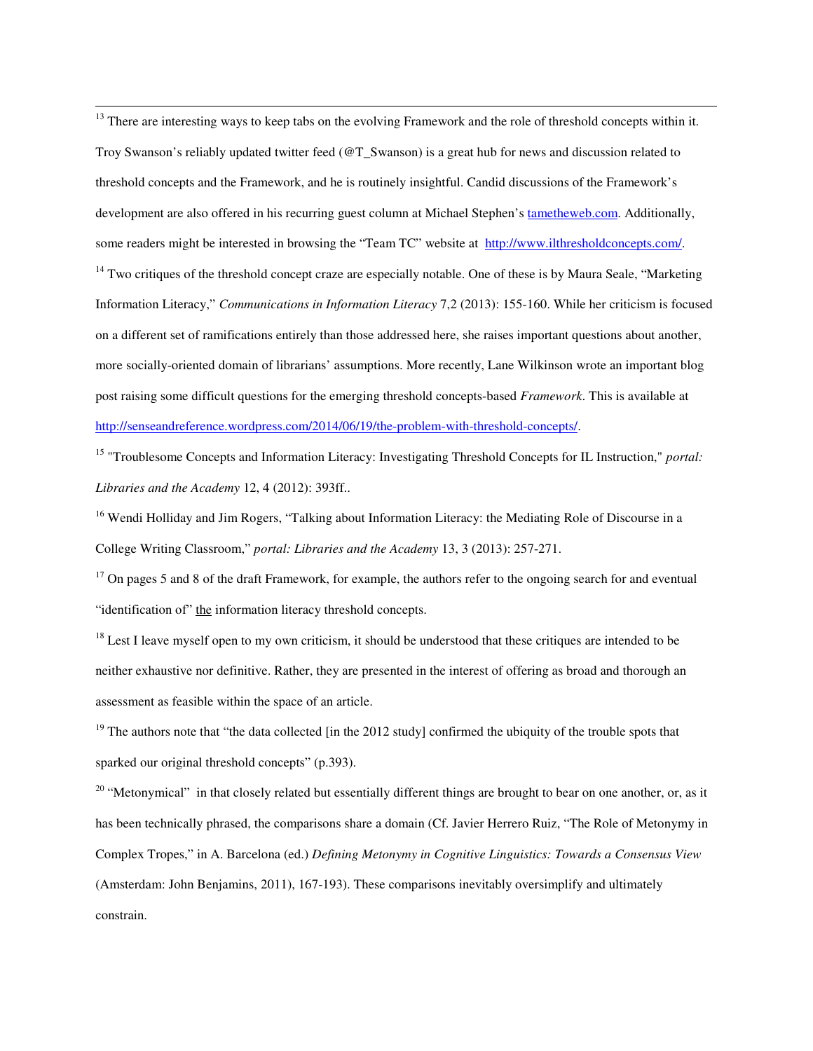[13] There are interesting ways to keep tabs on the evolving Framework and the role of threshold concepts within it. Troy Swanson's reliably updated twitter feed (@T_Swanson) is a great hub for news and discussion related to threshold concepts and the Framework, and he is routinely insightful. Candid discussions of the Framework's development are also offered in his recurring guest column at Michael Stephen's tametheweb.com. Additionally, some readers might be interested in browsing the "Team TC" website at http://www.ilthresholdconcepts.com/.

[14] Two critiques of the threshold concept craze are especially notable. One of these is by Maura Seale, "Marketing Information Literacy," *Communications in Information Literacy* 7,2 (2013): 155-160. While her criticism is focused on a different set of ramifications entirely than those addressed here, she raises important questions about another, more socially-oriented domain of librarians' assumptions. More recently, Lane Wilkinson wrote an important blog post raising some difficult questions for the emerging threshold concepts-based *Framework*. This is available at http://senseandreference.wordpress.com/2014/06/19/the-problem-with-threshold-concepts/.

[15] "Troublesome Concepts and Information Literacy: Investigating Threshold Concepts for IL Instruction," *portal: Libraries and the Academy* 12, 4 (2012): 393ff..

[16] Wendi Holliday and Jim Rogers, "Talking about Information Literacy: the Mediating Role of Discourse in a College Writing Classroom," *portal: Libraries and the Academy* 13, 3 (2013): 257-271.

[17] On pages 5 and 8 of the draft Framework, for example, the authors refer to the ongoing search for and eventual "identification of" <u>the</u> information literacy threshold concepts.

[18] Lest I leave myself open to my own criticism, it should be understood that these critiques are intended to be neither exhaustive nor definitive. Rather, they are presented in the interest of offering as broad and thorough an assessment as feasible within the space of an article.

[19] The authors note that "the data collected [in the 2012 study] confirmed the ubiquity of the trouble spots that sparked our original threshold concepts" (p.393).

[20] "Metonymical" in that closely related but essentially different things are brought to bear on one another, or, as it has been technically phrased, the comparisons share a domain (Cf. Javier Herrero Ruiz, "The Role of Metonymy in Complex Tropes," in A. Barcelona (ed.) *Defining Metonymy in Cognitive Linguistics: Towards a Consensus View* (Amsterdam: John Benjamins, 2011), 167-193). These comparisons inevitably oversimplify and ultimately constrain.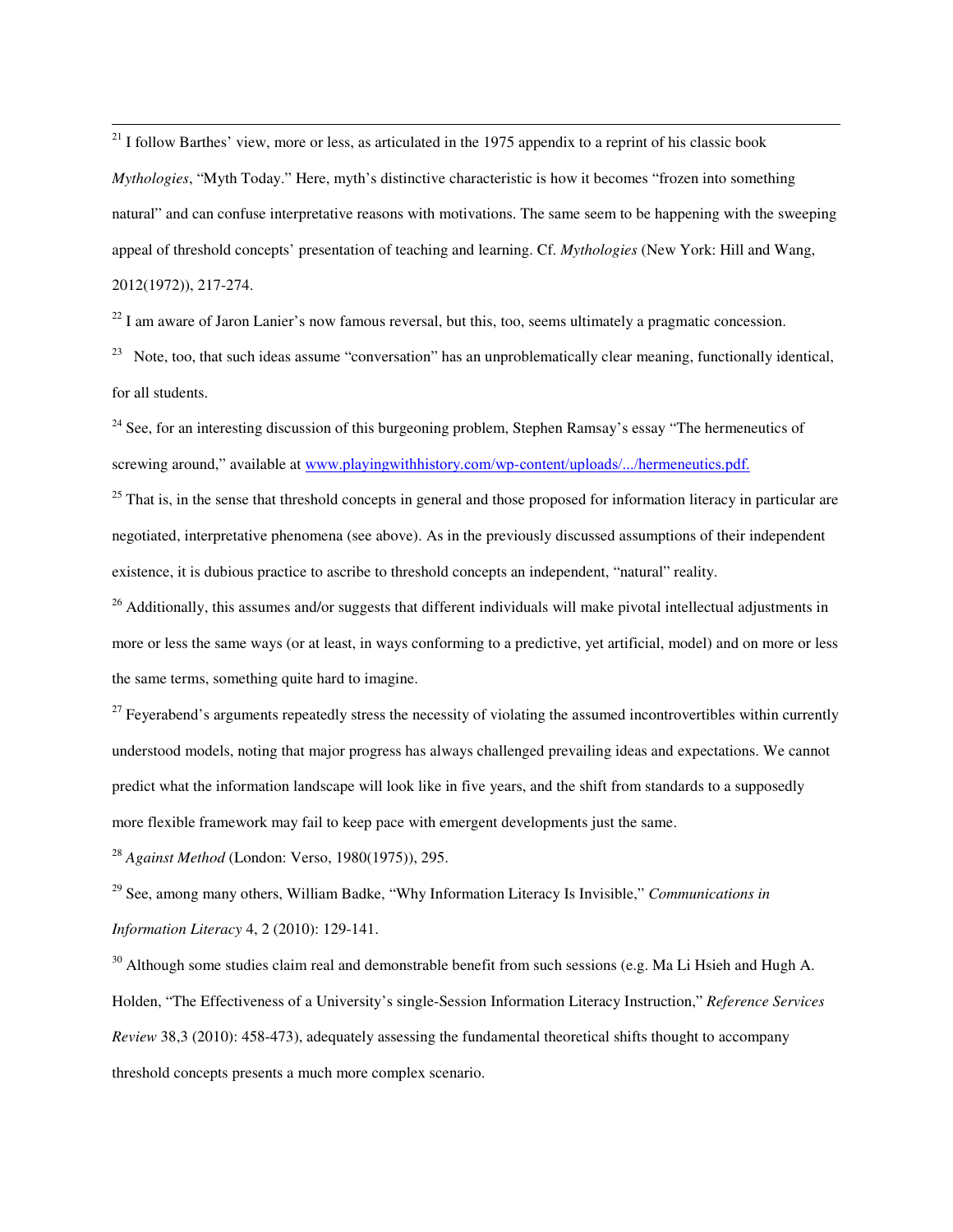[21] I follow Barthes' view, more or less, as articulated in the 1975 appendix to a reprint of his classic book *Mythologies*, "Myth Today." Here, myth's distinctive characteristic is how it becomes "frozen into something natural" and can confuse interpretative reasons with motivations. The same seem to be happening with the sweeping appeal of threshold concepts' presentation of teaching and learning. Cf. *Mythologies* (New York: Hill and Wang, 2012(1972)), 217-274.

[22] I am aware of Jaron Lanier's now famous reversal, but this, too, seems ultimately a pragmatic concession.

[23] Note, too, that such ideas assume "conversation" has an unproblematically clear meaning, functionally identical, for all students.

[24] See, for an interesting discussion of this burgeoning problem, Stephen Ramsay's essay "The hermeneutics of screwing around," available at www.playingwithhistory.com/wp-content/uploads/.../hermeneutics.pdf.

[25] That is, in the sense that threshold concepts in general and those proposed for information literacy in particular are negotiated, interpretative phenomena (see above). As in the previously discussed assumptions of their independent existence, it is dubious practice to ascribe to threshold concepts an independent, "natural" reality.

[26] Additionally, this assumes and/or suggests that different individuals will make pivotal intellectual adjustments in more or less the same ways (or at least, in ways conforming to a predictive, yet artificial, model) and on more or less the same terms, something quite hard to imagine.

[27] Feyerabend's arguments repeatedly stress the necessity of violating the assumed incontrovertibles within currently understood models, noting that major progress has always challenged prevailing ideas and expectations. We cannot predict what the information landscape will look like in five years, and the shift from standards to a supposedly more flexible framework may fail to keep pace with emergent developments just the same.

[28] *Against Method* (London: Verso, 1980(1975)), 295.

[29] See, among many others, William Badke, "Why Information Literacy Is Invisible," *Communications in Information Literacy* 4, 2 (2010): 129-141.

[30] Although some studies claim real and demonstrable benefit from such sessions (e.g. Ma Li Hsieh and Hugh A. Holden, "The Effectiveness of a University's single-Session Information Literacy Instruction," *Reference Services Review* 38,3 (2010): 458-473), adequately assessing the fundamental theoretical shifts thought to accompany threshold concepts presents a much more complex scenario.